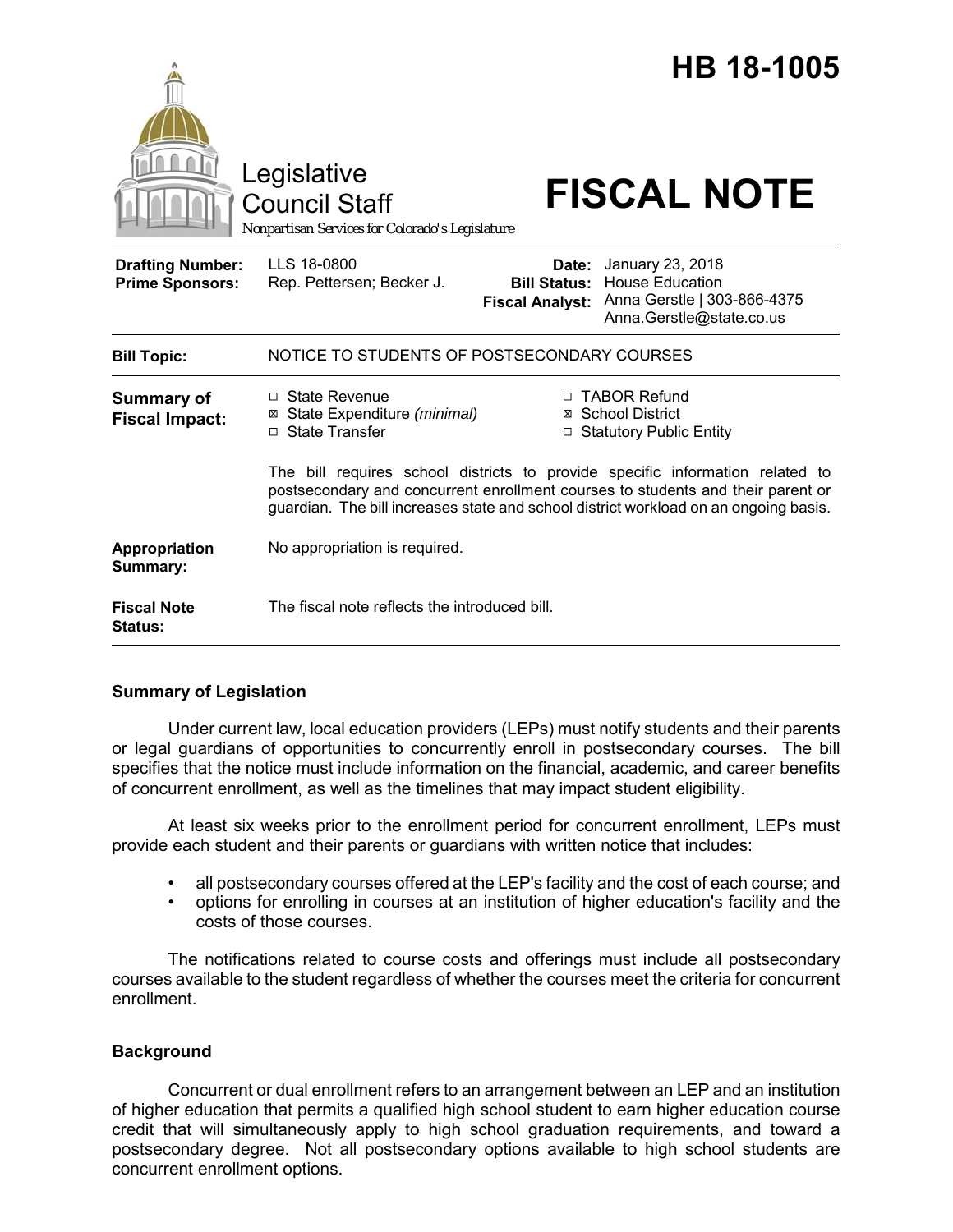# HB 18-1005

Legislative Council Staff
*Nonpartisan Services for Colorado's Legislature*

# FISCAL NOTE

| | | | |
|---|---|---|---|
| **Drafting Number:** | LLS 18-0800 | **Date:** | January 23, 2018 |
| **Prime Sponsors:** | Rep. Pettersen; Becker J. | **Bill Status:** | House Education |
| | | **Fiscal Analyst:** | Anna Gerstle \| 303-866-4375 Anna.Gerstle@state.co.us |

**Bill Topic:** NOTICE TO STUDENTS OF POSTSECONDARY COURSES

**Summary of Fiscal Impact:**

- ☐ State Revenue
- ☒ State Expenditure *(minimal)*
- ☐ State Transfer
- ☐ TABOR Refund
- ☒ School District
- ☐ Statutory Public Entity

The bill requires school districts to provide specific information related to postsecondary and concurrent enrollment courses to students and their parent or guardian. The bill increases state and school district workload on an ongoing basis.

**Appropriation Summary:** No appropriation is required.

**Fiscal Note Status:** The fiscal note reflects the introduced bill.

## Summary of Legislation

Under current law, local education providers (LEPs) must notify students and their parents or legal guardians of opportunities to concurrently enroll in postsecondary courses. The bill specifies that the notice must include information on the financial, academic, and career benefits of concurrent enrollment, as well as the timelines that may impact student eligibility.

At least six weeks prior to the enrollment period for concurrent enrollment, LEPs must provide each student and their parents or guardians with written notice that includes:

- all postsecondary courses offered at the LEP's facility and the cost of each course; and
- options for enrolling in courses at an institution of higher education's facility and the costs of those courses.

The notifications related to course costs and offerings must include all postsecondary courses available to the student regardless of whether the courses meet the criteria for concurrent enrollment.

## Background

Concurrent or dual enrollment refers to an arrangement between an LEP and an institution of higher education that permits a qualified high school student to earn higher education course credit that will simultaneously apply to high school graduation requirements, and toward a postsecondary degree. Not all postsecondary options available to high school students are concurrent enrollment options.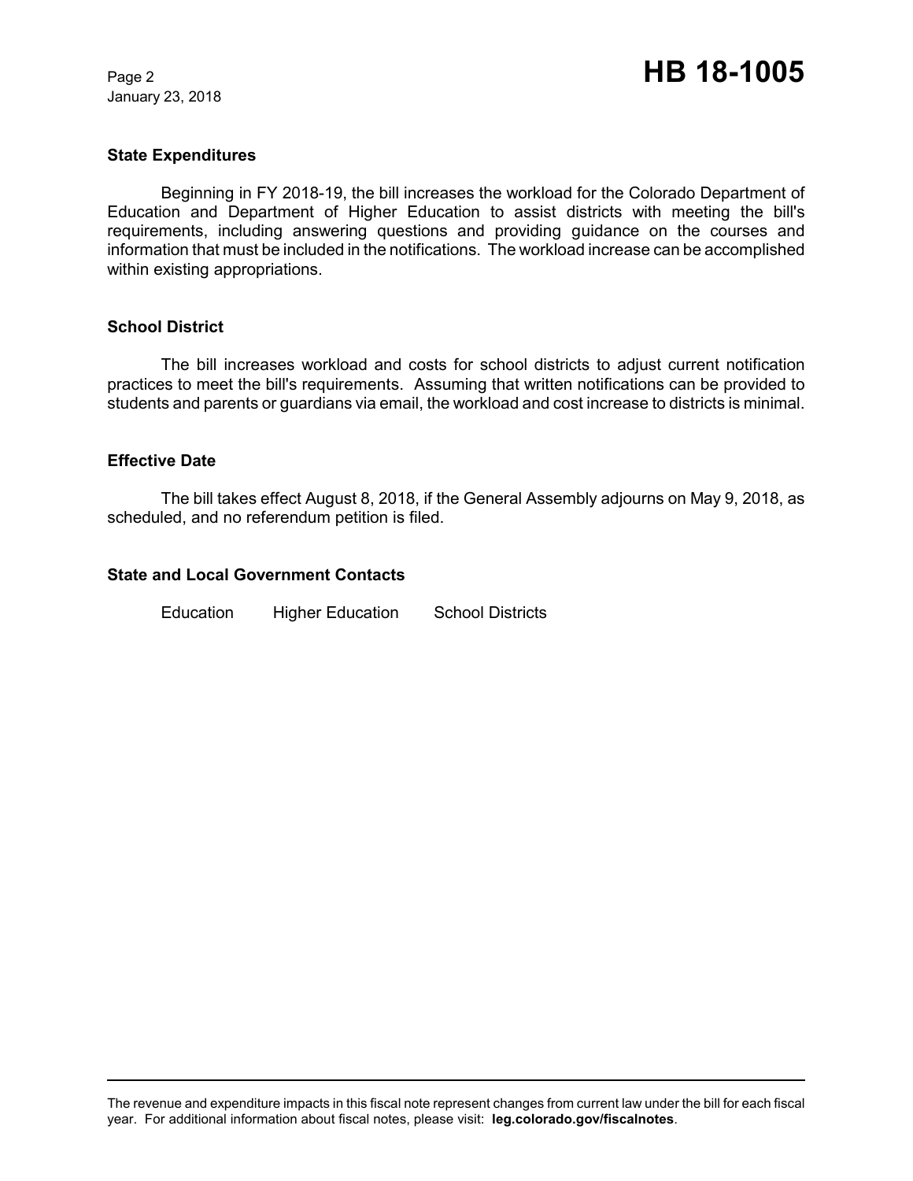### State Expenditures

Beginning in FY 2018-19, the bill increases the workload for the Colorado Department of Education and Department of Higher Education to assist districts with meeting the bill's requirements, including answering questions and providing guidance on the courses and information that must be included in the notifications. The workload increase can be accomplished within existing appropriations.

### School District

The bill increases workload and costs for school districts to adjust current notification practices to meet the bill's requirements. Assuming that written notifications can be provided to students and parents or guardians via email, the workload and cost increase to districts is minimal.

### Effective Date

The bill takes effect August 8, 2018, if the General Assembly adjourns on May 9, 2018, as scheduled, and no referendum petition is filed.

### State and Local Government Contacts

Education Higher Education School Districts

The revenue and expenditure impacts in this fiscal note represent changes from current law under the bill for each fiscal year. For additional information about fiscal notes, please visit: **leg.colorado.gov/fiscalnotes**.